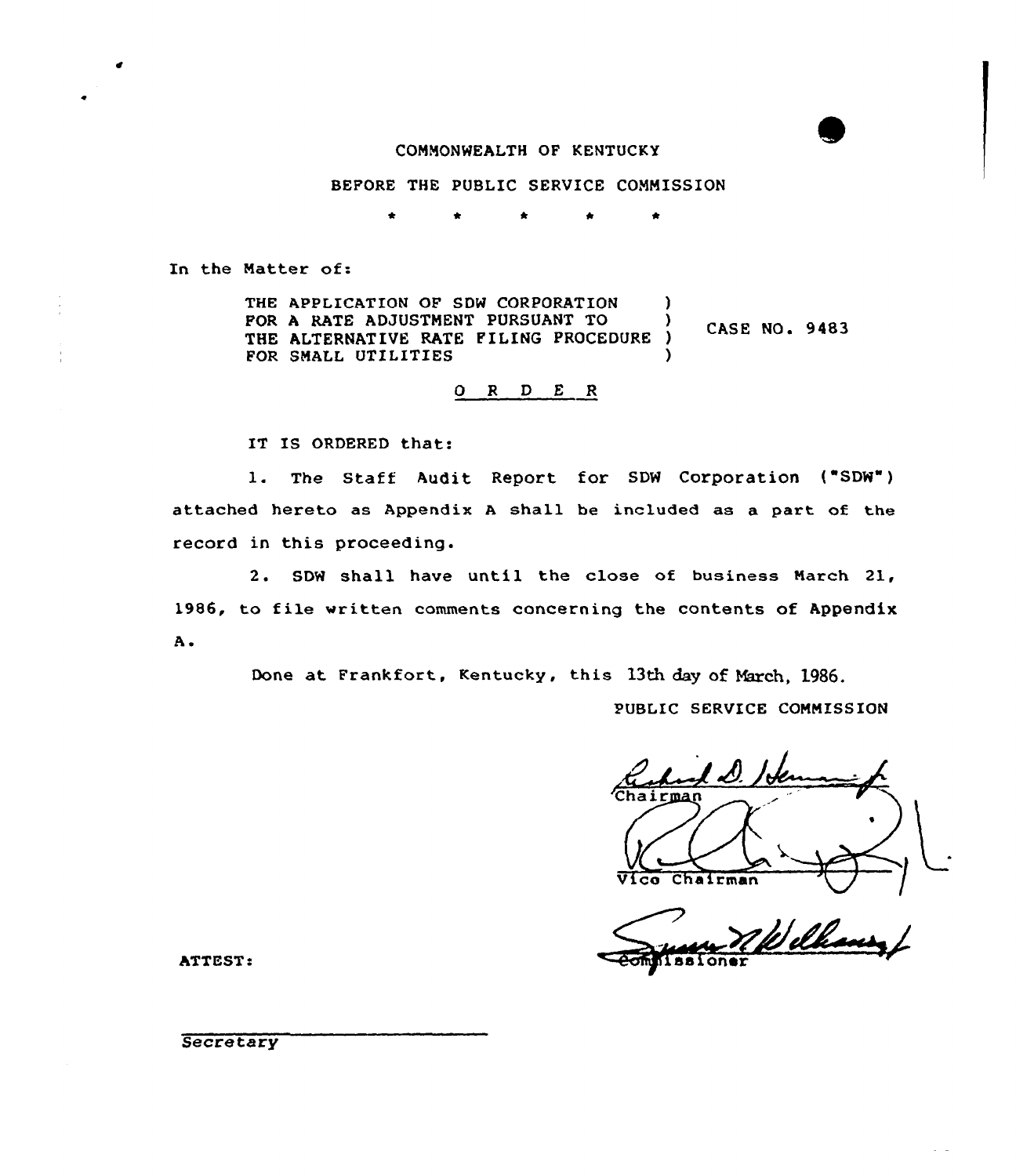COMMONWEALTH OF KENTUCKY

BEFORE THE PUBLIC SERVICE COMMISSION

\* \* \* \* \*

In the Matter of:

| | |
|---|---|
| THE APPLICATION OF SDW CORPORATION FOR A RATE ADJUSTMENT PURSUANT TO THE ALTERNATIVE RATE FILING PROCEDURE FOR SMALL UTILITIES | CASE NO. 9483 |

O R D E R

IT IS ORDERED that:

1. The Staff Audit Report for SDW Corporation ("SDW") attached hereto as Appendix A shall be included as a part of the record in this proceeding.

2. SDW shall have until the close of business March 21, 1986, to file written comments concerning the contents of Appendix A.

Done at Frankfort, Kentucky, this 13th day of March, 1986.

PUBLIC SERVICE COMMISSION

Chairman

Vice Chairman

Commissioner

ATTEST:

Secretary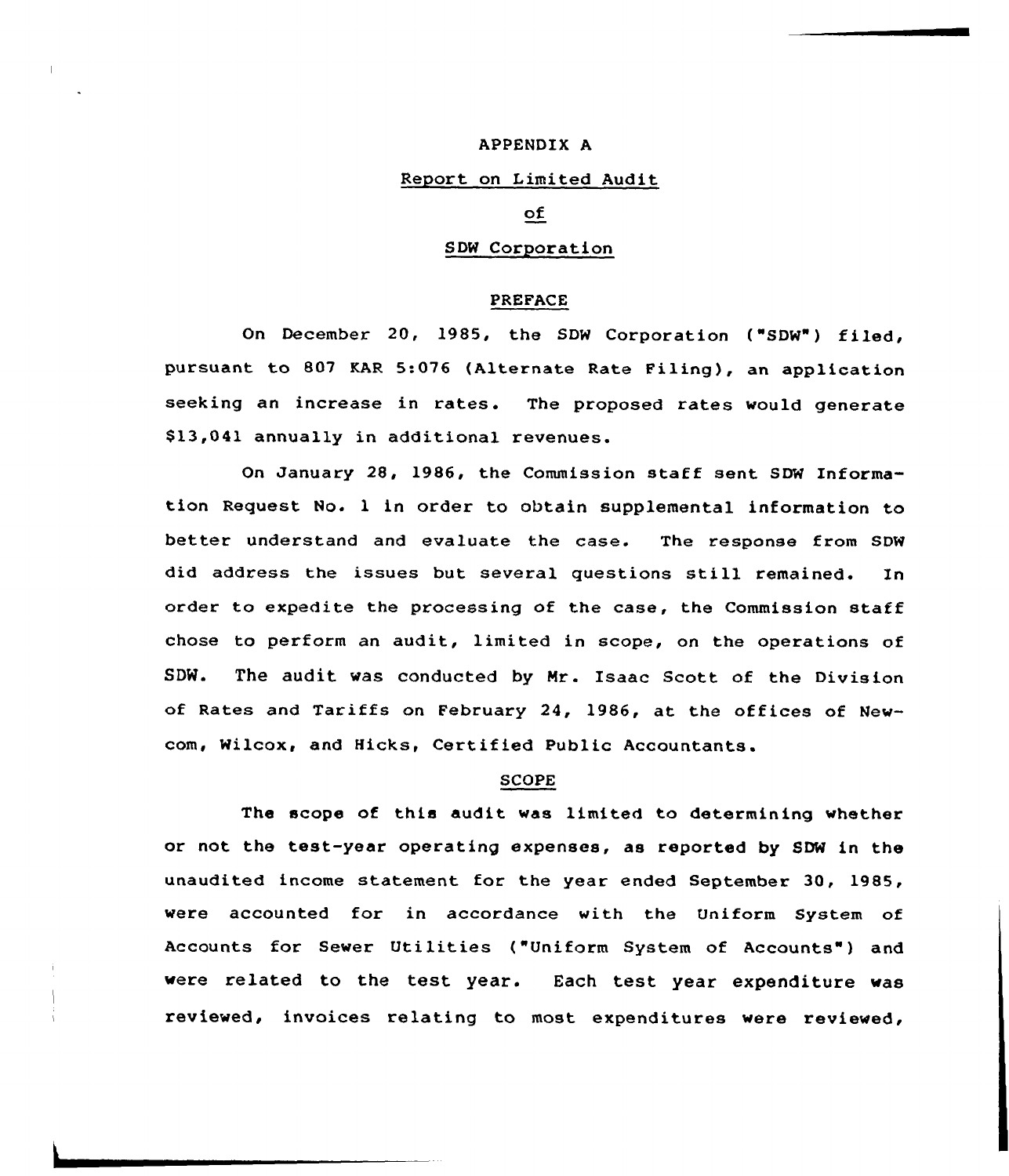# APPENDIX A

## Report on Limited Audit

## of

## SDW Corporation

### PREFACE

On December 20, 1985, the SDW Corporation ("SDW") filed, pursuant to 807 KAR 5:076 (Alternate Rate Filing), an application seeking an increase in rates. The proposed rates would generate $13,041 annually in additional revenues.

On January 28, 1986, the Commission staff sent SDW Information Request No. 1 in order to obtain supplemental information to better understand and evaluate the case. The response from SDW did address the issues but several questions still remained. In order to expedite the processing of the case, the Commission staff chose to perform an audit, limited in scope, on the operations of SDW. The audit was conducted by Mr. Isaac Scott of the Division of Rates and Tariffs on February 24, 1986, at the offices of Newcom, Wilcox, and Hicks, Certified Public Accountants.

### SCOPE

The scope of this audit was limited to determining whether or not the test-year operating expenses, as reported by SDW in the unaudited income statement for the year ended September 30, 1985, were accounted for in accordance with the Uniform System of Accounts for Sewer Utilities ("Uniform System of Accounts") and were related to the test year. Each test year expenditure was reviewed, invoices relating to most expenditures were reviewed,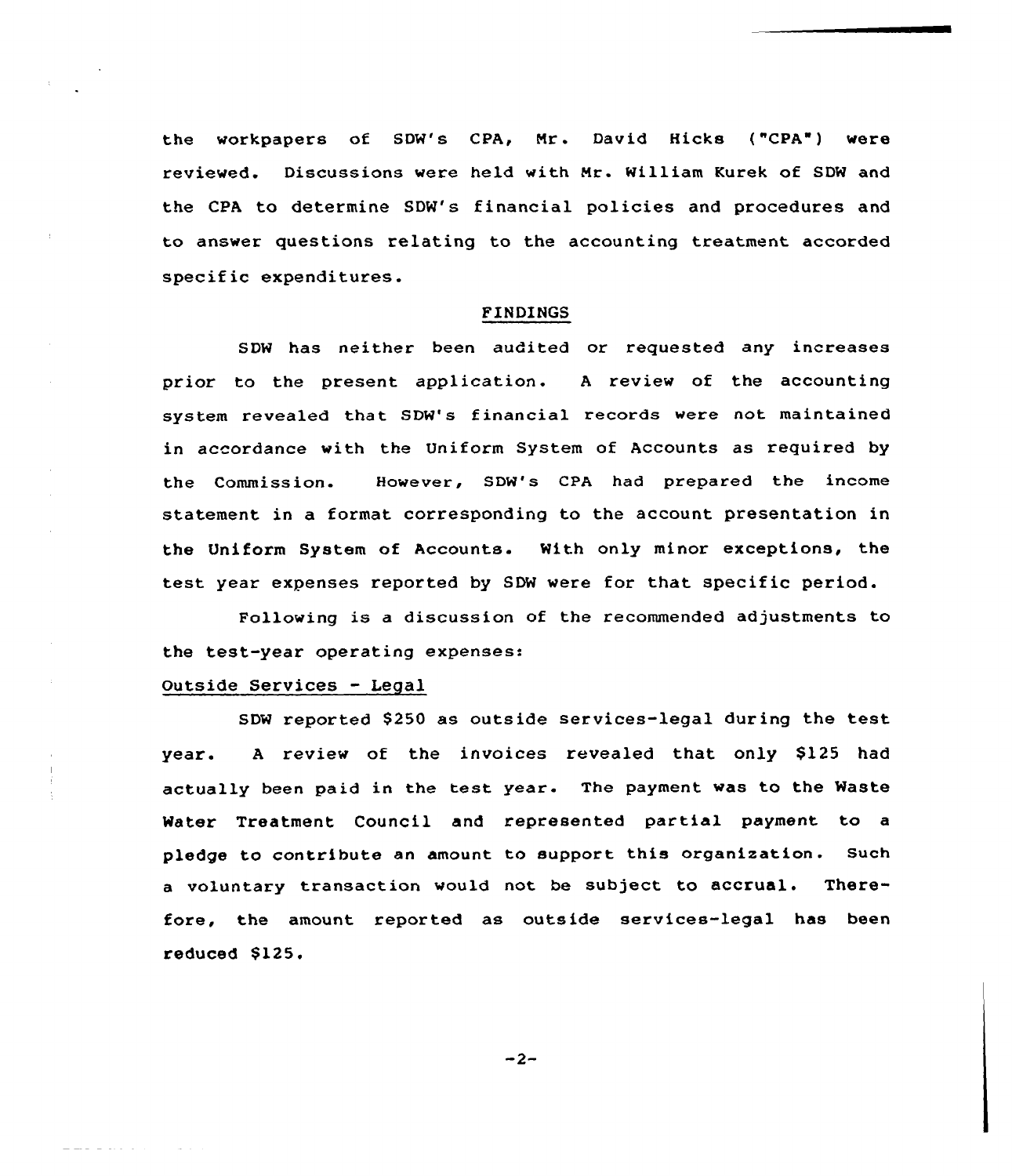the workpapers of SDW's CPA, Mr. David Hicks ("CPA") were reviewed. Discussions were held with Mr. William Kurek of SDW and the CPA to determine SDW's financial policies and procedures and to answer questions relating to the accounting treatment accorded specific expenditures.

## FINDINGS

SDW has neither been audited or requested any increases prior to the present application. A review of the accounting system revealed that SDW's financial records were not maintained in accordance with the Uniform System of Accounts as required by the Commission. However, SDW's CPA had prepared the income statement in a format corresponding to the account presentation in the Uniform System of Accounts. With only minor exceptions, the test year expenses reported by SDW were for that specific period.

Following is a discussion of the recommended adjustments to the test-year operating expenses:

### Outside Services - Legal

SDW reported $250 as outside services-legal during the test year. A review of the invoices revealed that only $125 had actually been paid in the test year. The payment was to the Waste Water Treatment Council and represented partial payment to a pledge to contribute an amount to support this organization. Such a voluntary transaction would not be subject to accrual. Therefore, the amount reported as outside services-legal has been reduced $125.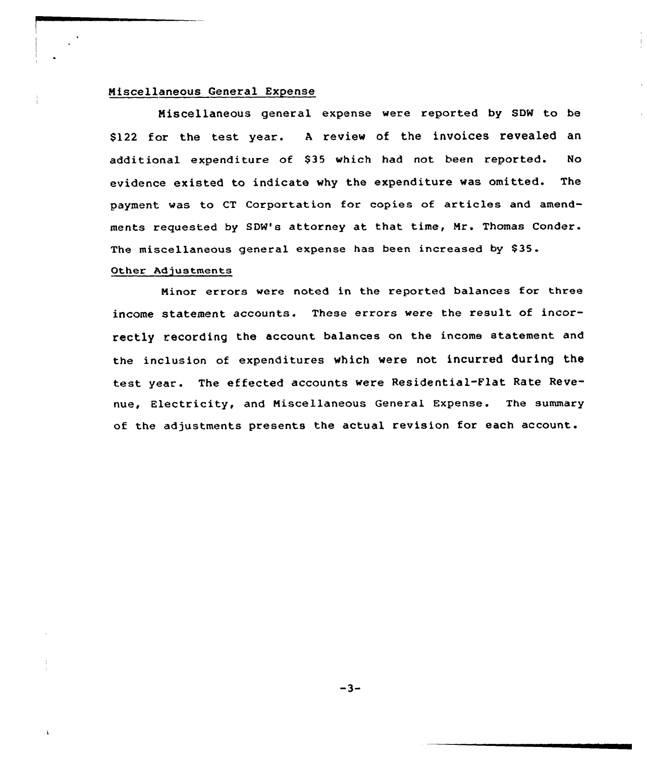Miscellaneous General Expense

Miscellaneous general expense were reported by SDW to be $122 for the test year. A review of the invoices revealed an additional expenditure of $35 which had not been reported. No evidence existed to indicate why the expenditure was omitted. The payment was to CT Corportation for copies of articles and amendments requested by SDW's attorney at that time, Mr. Thomas Conder. The miscellaneous general expense has been increased by $35.

Other Adjustments

Minor errors were noted in the reported balances for three income statement accounts. These errors were the result of incorrectly recording the account balances on the income statement and the inclusion of expenditures which were not incurred during the test year. The effected accounts were Residential-Flat Rate Revenue, Electricity, and Miscellaneous General Expense. The summary of the adjustments presents the actual revision for each account.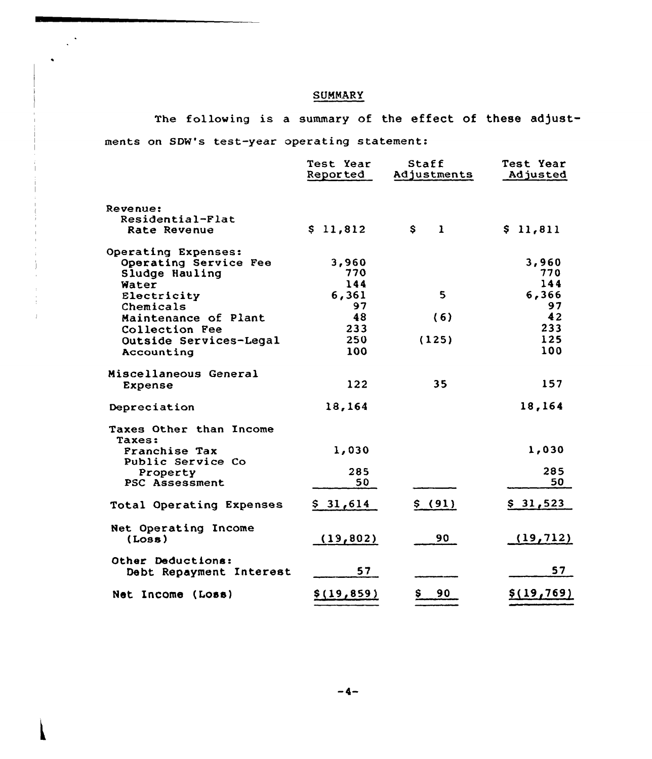## SUMMARY

The following is a summary of the effect of these adjustments on SDW's test-year operating statement:

| | Test Year Reported | Staff Adjustments | Test Year Adjusted |
|---|---|---|---|
| Revenue: | | | |
| Residential-Flat Rate Revenue | $ 11,812 | $ 1 | $ 11,811 |
| Operating Expenses: | | | |
| Operating Service Fee | 3,960 | | 3,960 |
| Sludge Hauling | 770 | | 770 |
| Water | 144 | | 144 |
| Electricity | 6,361 | 5 | 6,366 |
| Chemicals | 97 | | 97 |
| Maintenance of Plant | 48 | (6) | 42 |
| Collection Fee | 233 | | 233 |
| Outside Services-Legal | 250 | (125) | 125 |
| Accounting | 100 | | 100 |
| Miscellaneous General Expense | 122 | 35 | 157 |
| Depreciation | 18,164 | | 18,164 |
| Taxes Other than Income Taxes: | | | |
| Franchise Tax | 1,030 | | 1,030 |
| Public Service Co Property | 285 | | 285 |
| PSC Assessment | 50 | | 50 |
| Total Operating Expenses | $ 31,614 | $ (91) | $ 31,523 |
| Net Operating Income (Loss) | (19,802) | 90 | (19,712) |
| Other Deductions: | | | |
| Debt Repayment Interest | 57 | | 57 |
| Net Income (Loss) | $(19,859) | $ 90 | $(19,769) |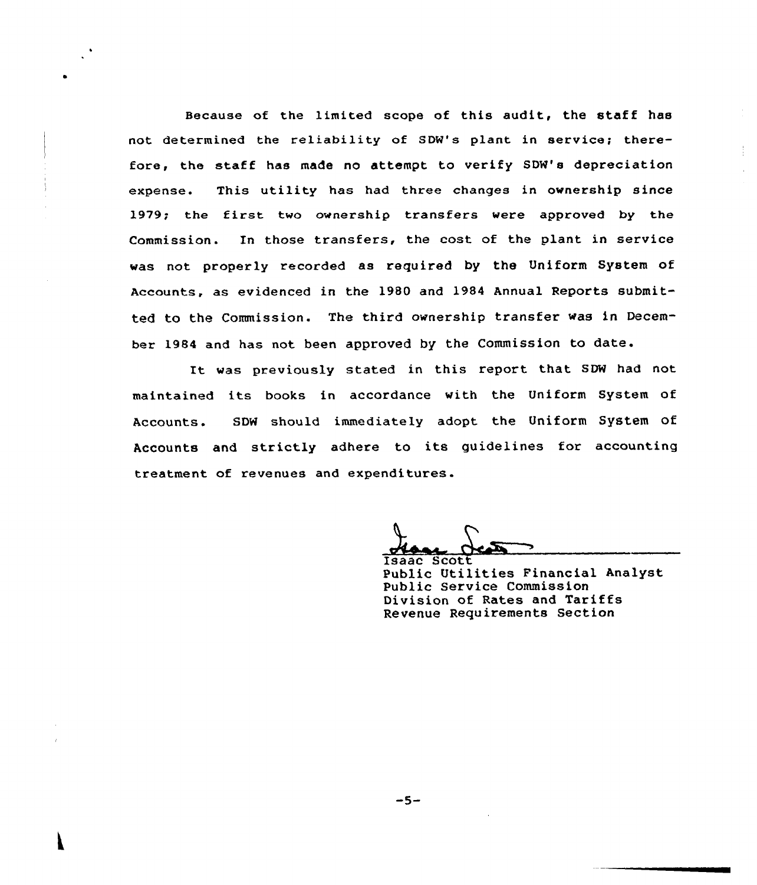Because of the limited scope of this audit, the staff has not determined the reliability of SDW's plant in service; therefore, the staff has made no attempt to verify SDW's depreciation expense. This utility has had three changes in ownership since 1979; the first two ownership transfers were approved by the Commission. In those transfers, the cost of the plant in service was not properly recorded as required by the Uniform System of Accounts, as evidenced in the 1980 and 1984 Annual Reports submitted to the Commission. The third ownership transfer was in December 1984 and has not been approved by the Commission to date.

It was previously stated in this report that SDW had not maintained its books in accordance with the Uniform System of Accounts. SDW should immediately adopt the Uniform System of Accounts and strictly adhere to its guidelines for accounting treatment of revenues and expenditures.

Isaac Scott
Public Utilities Financial Analyst
Public Service Commission
Division of Rates and Tariffs
Revenue Requirements Section